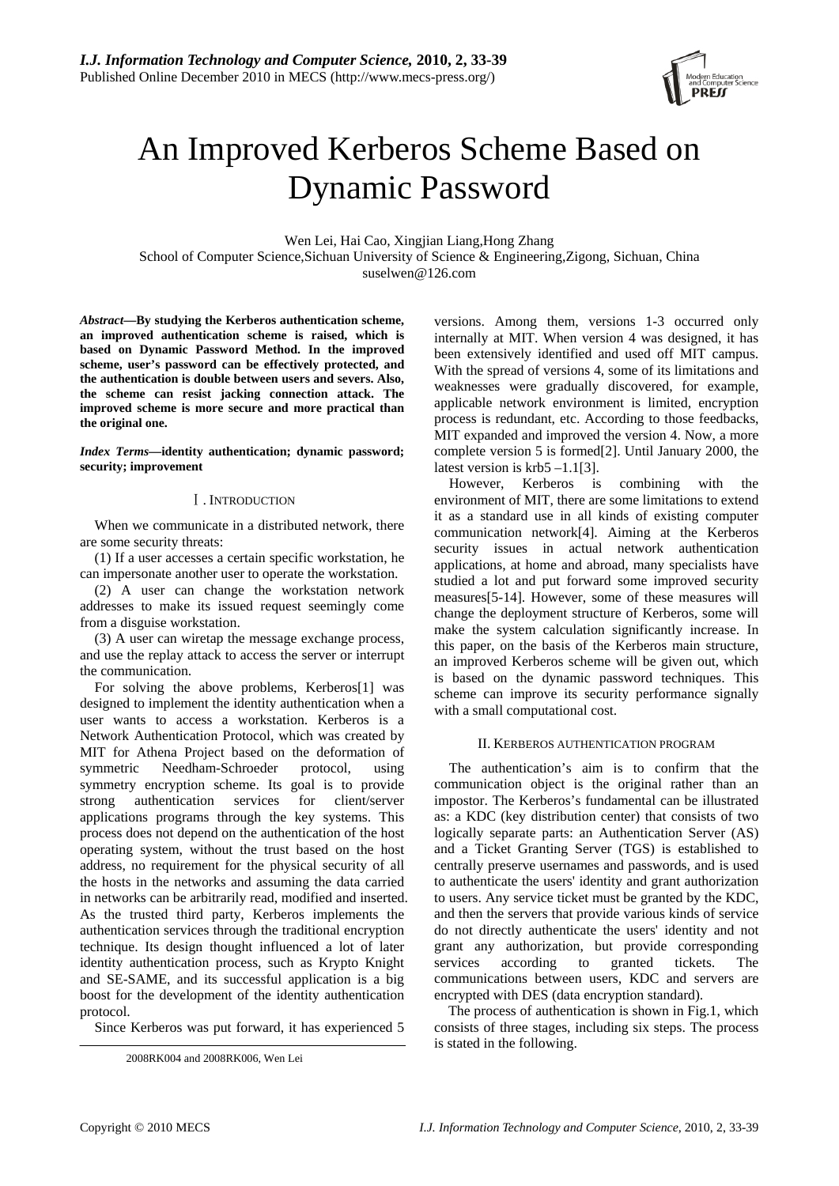# An Improved Kerberos Scheme Based on Dynamic Password

Wen Lei, Hai Cao, Xingjian Liang,Hong Zhang

School of Computer Science,Sichuan University of Science & Engineering,Zigong, Sichuan, China

suselwen@126.com

***Abstract*—By studying the Kerberos authentication scheme, an improved authentication scheme is raised, which is based on Dynamic Password Method. In the improved scheme, user's password can be effectively protected, and the authentication is double between users and severs. Also, the scheme can resist jacking connection attack. The improved scheme is more secure and more practical than the original one.**

***Index Terms*—identity authentication; dynamic password; security; improvement**

## Ⅰ. INTRODUCTION

When we communicate in a distributed network, there are some security threats:

(1) If a user accesses a certain specific workstation, he can impersonate another user to operate the workstation.

(2) A user can change the workstation network addresses to make its issued request seemingly come from a disguise workstation.

(3) A user can wiretap the message exchange process, and use the replay attack to access the server or interrupt the communication.

For solving the above problems, Kerberos[1] was designed to implement the identity authentication when a user wants to access a workstation. Kerberos is a Network Authentication Protocol, which was created by MIT for Athena Project based on the deformation of symmetric Needham-Schroeder protocol, using symmetry encryption scheme. Its goal is to provide strong authentication services for client/server applications programs through the key systems. This process does not depend on the authentication of the host operating system, without the trust based on the host address, no requirement for the physical security of all the hosts in the networks and assuming the data carried in networks can be arbitrarily read, modified and inserted. As the trusted third party, Kerberos implements the authentication services through the traditional encryption technique. Its design thought influenced a lot of later identity authentication process, such as Krypto Knight and SE-SAME, and its successful application is a big boost for the development of the identity authentication protocol.

Since Kerberos was put forward, it has experienced 5 versions. Among them, versions 1-3 occurred only internally at MIT. When version 4 was designed, it has been extensively identified and used off MIT campus. With the spread of versions 4, some of its limitations and weaknesses were gradually discovered, for example, applicable network environment is limited, encryption process is redundant, etc. According to those feedbacks, MIT expanded and improved the version 4. Now, a more complete version 5 is formed[2]. Until January 2000, the latest version is krb5 –1.1[3].

However, Kerberos is combining with the environment of MIT, there are some limitations to extend it as a standard use in all kinds of existing computer communication network[4]. Aiming at the Kerberos security issues in actual network authentication applications, at home and abroad, many specialists have studied a lot and put forward some improved security measures[5-14]. However, some of these measures will change the deployment structure of Kerberos, some will make the system calculation significantly increase. In this paper, on the basis of the Kerberos main structure, an improved Kerberos scheme will be given out, which is based on the dynamic password techniques. This scheme can improve its security performance signally with a small computational cost.

## II. KERBEROS AUTHENTICATION PROGRAM

The authentication's aim is to confirm that the communication object is the original rather than an impostor. The Kerberos's fundamental can be illustrated as: a KDC (key distribution center) that consists of two logically separate parts: an Authentication Server (AS) and a Ticket Granting Server (TGS) is established to centrally preserve usernames and passwords, and is used to authenticate the users' identity and grant authorization to users. Any service ticket must be granted by the KDC, and then the servers that provide various kinds of service do not directly authenticate the users' identity and not grant any authorization, but provide corresponding services according to granted tickets. The communications between users, KDC and servers are encrypted with DES (data encryption standard).

The process of authentication is shown in Fig.1, which consists of three stages, including six steps. The process is stated in the following.

2008RK004 and 2008RK006, Wen Lei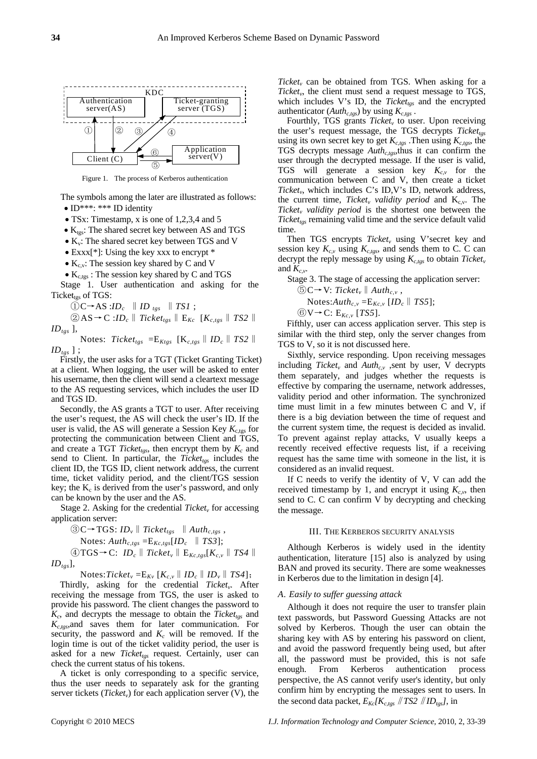Figure 1. The process of Kerberos authentication

The symbols among the later are illustrated as follows:

- ID***: *** ID identity
- TSx: Timestamp, x is one of 1,2,3,4 and 5
- $K_{tgs}$: The shared secret key between AS and TGS
- $K_v$: The shared secret key between TGS and V
- Exxx[*]: Using the key xxx to encrypt *
- $K_{c,v}$: The session key shared by C and V
- $K_{c,tgs}$ : The session key shared by C and TGS

Stage 1. User authentication and asking for the $Ticket_{tgs}$ of TGS:

①C→AS :$ID_c$ ‖ $ID_{tgs}$ ‖ $TS1$ ;

②AS→C :$ID_c$ ‖ $Ticket_{tgs}$ ‖ $E_{Kc}$ [$K_{c,tgs}$ ‖ $TS2$ ‖ $ID_{tgs}$ ],

Notes: $Ticket_{tgs}$ =$E_{Ktgs}$ [$K_{c,tgs}$ ‖ $ID_c$ ‖ $TS2$ ‖ $ID_{tgs}$ ] ;

Firstly, the user asks for a TGT (Ticket Granting Ticket) at a client. When logging, the user will be asked to enter his username, then the client will send a cleartext message to the AS requesting services, which includes the user ID and TGS ID.

Secondly, the AS grants a TGT to user. After receiving the user's request, the AS will check the user's ID. If the user is valid, the AS will generate a Session Key $K_{c,tgs}$ for protecting the communication between Client and TGS, and create a TGT $Ticket_{tgs}$, then encrypt them by $K_c$ and send to Client. In particular, the $Ticket_{tgs}$ includes the client ID, the TGS ID, client network address, the current time, ticket validity period, and the client/TGS session key; the $K_c$ is derived from the user's password, and only can be known by the user and the AS.

Stage 2. Asking for the credential $Ticket_v$ for accessing application server:

③C→TGS: $ID_v$ ‖ $Ticket_{tgs}$ ‖ $Auth_{c,tgs}$ ,

Notes: $Auth_{c,tgs}$ =$E_{Kc,tgs}$[$ID_c$ ‖ $TS3$];

④TGS→C: $ID_c$ ‖ $Ticket_v$ ‖ $E_{Kc,tgs}$[$K_{c,v}$ ‖ $TS4$ ‖ $ID_{tgs}$],

Notes:$Ticket_v$ =$E_{Kv}$ [$K_{c,v}$ ‖ $ID_c$ ‖ $ID_v$ ‖ $TS4$];

Thirdly, asking for the credential $Ticket_v$. After receiving the message from TGS, the user is asked to provide his password. The client changes the password to $K_c$, and decrypts the message to obtain the $Ticket_{tgs}$ and $K_{c,tgs}$,and saves them for later communication. For security, the password and $K_c$ will be removed. If the login time is out of the ticket validity period, the user is asked for a new $Ticket_{tgs}$ request. Certainly, user can check the current status of his tokens.

A ticket is only corresponding to a specific service, thus the user needs to separately ask for the granting server tickets ($Ticket_v$) for each application server (V), the $Ticket_v$ can be obtained from TGS. When asking for a $Ticket_v$, the client must send a request message to TGS, which includes V's ID, the $Ticket_{tgs}$ and the encrypted authenticator ($Auth_{c,tgs}$) by using $K_{c,tgs}$ .

Fourthly, TGS grants $Ticket_v$ to user. Upon receiving the user's request message, the TGS decrypts $Ticket_{tgs}$ using its own secret key to get $K_{c,tgs}$ .Then using $K_{c,tgs}$, the TGS decrypts message $Auth_{c,tgs}$,thus it can confirm the user through the decrypted message. If the user is valid, TGS will generate a session key $K_{c,v}$ for the communication between C and V, then create a ticket $Ticket_v$, which includes C's ID,V's ID, network address, the current time, *$Ticket_v$ validity period* and $K_{c,v}$. The *$Ticket_v$ validity period* is the shortest one between the $Ticket_{tgs}$ remaining valid time and the service default valid time.

Then TGS encrypts $Ticket_v$ using V'secret key and session key $K_{c,v}$ using $K_{c,tgs}$, and sends them to C. C can decrypt the reply message by using $K_{c,tgs}$ to obtain $Ticket_v$ and $K_{c,v}$.

Stage 3. The stage of accessing the application server:

⑤C→V: $Ticket_v$ ‖ $Auth_{c,v}$ ,

Notes:$Auth_{c,v}$ =$E_{Kc,v}$ [$ID_c$ ‖ $TS5$];

⑥V→C: $E_{Kc,v}$ [$TS5$].

Fifthly, user can access application server. This step is similar with the third step, only the server changes from TGS to V, so it is not discussed here.

Sixthly, service responding. Upon receiving messages including $Ticket_v$ and $Auth_{c,v}$ ,sent by user, V decrypts them separately, and judges whether the requests is effective by comparing the username, network addresses, validity period and other information. The synchronized time must limit in a few minutes between C and V, if there is a big deviation between the time of request and the current system time, the request is decided as invalid. To prevent against replay attacks, V usually keeps a recently received effective requests list, if a receiving request has the same time with someone in the list, it is considered as an invalid request.

If C needs to verify the identity of V, V can add the received timestamp by 1, and encrypt it using $K_{c,v}$, then send to C. C can confirm V by decrypting and checking the message.

## III. The Kerberos Security Analysis

Although Kerberos is widely used in the identity authentication, literature [15] also is analyzed by using BAN and proved its security. There are some weaknesses in Kerberos due to the limitation in design [4].

### *A. Easily to suffer guessing attack*

Although it does not require the user to transfer plain text passwords, but Password Guessing Attacks are not solved by Kerberos. Though the user can obtain the sharing key with AS by entering his password on client, and avoid the password frequently being used, but after all, the password must be provided, this is not safe enough. From Kerberos authentication process perspective, the AS cannot verify user's identity, but only confirm him by encrypting the messages sent to users. In the second data packet, $E_{Kc}[K_{c,tgs} \| TS2 \| ID_{tgs}]$, in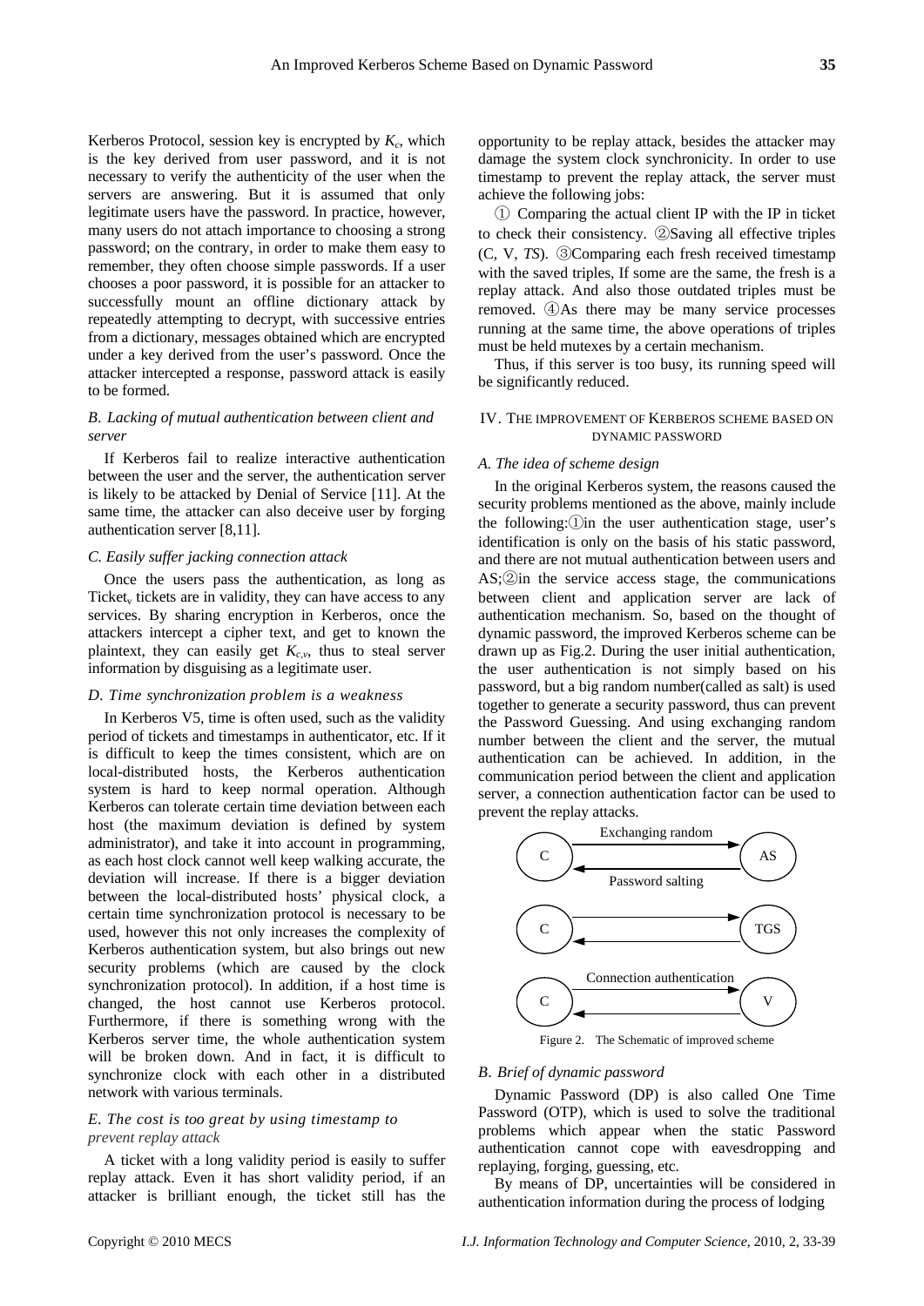Kerberos Protocol, session key is encrypted by $K_c$, which is the key derived from user password, and it is not necessary to verify the authenticity of the user when the servers are answering. But it is assumed that only legitimate users have the password. In practice, however, many users do not attach importance to choosing a strong password; on the contrary, in order to make them easy to remember, they often choose simple passwords. If a user chooses a poor password, it is possible for an attacker to successfully mount an offline dictionary attack by repeatedly attempting to decrypt, with successive entries from a dictionary, messages obtained which are encrypted under a key derived from the user's password. Once the attacker intercepted a response, password attack is easily to be formed.

### *B. Lacking of mutual authentication between client and server*

If Kerberos fail to realize interactive authentication between the user and the server, the authentication server is likely to be attacked by Denial of Service [11]. At the same time, the attacker can also deceive user by forging authentication server [8,11].

### *C. Easily suffer jacking connection attack*

Once the users pass the authentication, as long as $Ticket_v$ tickets are in validity, they can have access to any services. By sharing encryption in Kerberos, once the attackers intercept a cipher text, and get to known the plaintext, they can easily get $K_{c,v}$, thus to steal server information by disguising as a legitimate user.

### *D. Time synchronization problem is a weakness*

In Kerberos V5, time is often used, such as the validity period of tickets and timestamps in authenticator, etc. If it is difficult to keep the times consistent, which are on local-distributed hosts, the Kerberos authentication system is hard to keep normal operation. Although Kerberos can tolerate certain time deviation between each host (the maximum deviation is defined by system administrator), and take it into account in programming, as each host clock cannot well keep walking accurate, the deviation will increase. If there is a bigger deviation between the local-distributed hosts' physical clock, a certain time synchronization protocol is necessary to be used, however this not only increases the complexity of Kerberos authentication system, but also brings out new security problems (which are caused by the clock synchronization protocol). In addition, if a host time is changed, the host cannot use Kerberos protocol. Furthermore, if there is something wrong with the Kerberos server time, the whole authentication system will be broken down. And in fact, it is difficult to synchronize clock with each other in a distributed network with various terminals.

### *E. The cost is too great by using timestamp to prevent replay attack*

A ticket with a long validity period is easily to suffer replay attack. Even it has short validity period, if an attacker is brilliant enough, the ticket still has the opportunity to be replay attack, besides the attacker may damage the system clock synchronicity. In order to use timestamp to prevent the replay attack, the server must achieve the following jobs:

① Comparing the actual client IP with the IP in ticket to check their consistency. ②Saving all effective triples (C, V, *TS*). ③Comparing each fresh received timestamp with the saved triples, If some are the same, the fresh is a replay attack. And also those outdated triples must be removed. ④As there may be many service processes running at the same time, the above operations of triples must be held mutexes by a certain mechanism.

Thus, if this server is too busy, its running speed will be significantly reduced.

## IV. The Improvement of Kerberos Scheme Based on Dynamic Password

### *A. The idea of scheme design*

In the original Kerberos system, the reasons caused the security problems mentioned as the above, mainly include the following:①in the user authentication stage, user's identification is only on the basis of his static password, and there are not mutual authentication between users and AS;②in the service access stage, the communications between client and application server are lack of authentication mechanism. So, based on the thought of dynamic password, the improved Kerberos scheme can be drawn up as Fig.2. During the user initial authentication, the user authentication is not simply based on his password, but a big random number(called as salt) is used together to generate a security password, thus can prevent the Password Guessing. And using exchanging random number between the client and the server, the mutual authentication can be achieved. In addition, in the communication period between the client and application server, a connection authentication factor can be used to prevent the replay attacks.

Exchanging random

C → AS

Password salting

C → TGS

Connection authentication

C → V

Figure 2. The Schematic of improved scheme

### *B. Brief of dynamic password*

Dynamic Password (DP) is also called One Time Password (OTP), which is used to solve the traditional problems which appear when the static Password authentication cannot cope with eavesdropping and replaying, forging, guessing, etc.

By means of DP, uncertainties will be considered in authentication information during the process of lodging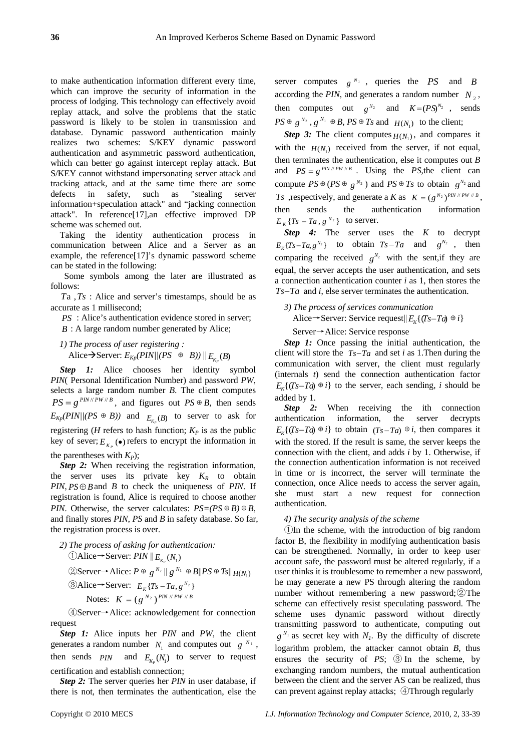to make authentication information different every time, which can improve the security of information in the process of lodging. This technology can effectively avoid replay attack, and solve the problems that the static password is likely to be stolen in transmission and database. Dynamic password authentication mainly realizes two schemes: S/KEY dynamic password authentication and asymmetric password authentication, which can better go against intercept replay attack. But S/KEY cannot withstand impersonating server attack and tracking attack, and at the same time there are some defects in safety, such as "stealing server information+speculation attack" and "jacking connection attack". In reference[17],an effective improved DP scheme was schemed out.

Taking the identity authentication process in communication between Alice and a Server as an example, the reference[17]'s dynamic password scheme can be stated in the following:

Some symbols among the later are illustrated as follows:

$Ta$ , $Ts$ : Alice and server's timestamps, should be as accurate as 1 millisecond;

$PS$ : Alice's authentication evidence stored in server;

$B$ : A large random number generated by Alice;

*1) The process of user registering :*

Alice→Server: $E_{Kp}(PIN||(PS \oplus B)) \| E_{K_P}(B)$

***Step 1:*** Alice chooses her identity symbol *PIN*( Personal Identification Number) and password *PW*, selects a large random number *B*. The client computes $PS = g^{PIN//PW//B}$, and figures out $PS \oplus B$, then sends $E_{Kp}(PIN||(PS \oplus B))$ and $E_{K_P}(B)$ to server to ask for registering (*H* refers to hash function; $K_P$ is as the public key of sever; $E_{K_P}(\bullet)$ refers to encrypt the information in the parentheses with $K_P$);

***Step 2:*** When receiving the registration information, the server uses its private key $K_R$ to obtain $PIN, PS \oplus B$ and *B* to check the uniqueness of *PIN*. If registration is found, Alice is required to choose another *PIN*. Otherwise, the server calculates: $PS=(PS \oplus B) \oplus B$, and finally stores *PIN*, *PS* and *B* in safety database. So far, the registration process is over.

*2) The process of asking for authentication:*

①Alice→Server: $PIN \| E_{K_P}(N_1)$

②Server→Alice: $P \oplus g^{N_2} \| g^{N_1} \oplus B \| PS \oplus Ts \| H(N_1)$

③Alice→Server: $E_K\{Ts - Ta, g^{N_2}\}$

Notes: $K = (g^{N_2})^{PIN//PW//B}$

④Server→Alice: acknowledgement for connection request

***Step 1:*** Alice inputs her *PIN* and *PW*, the client generates a random number $N_1$ and computes out $g^{N_1}$, then sends *PIN* and $E_{K_P}(N_1)$ to server to request certification and establish connection;

***Step 2:*** The server queries her *PIN* in user database, if there is not, then terminates the authentication, else the server computes $g^{N_1}$, queries the *PS* and *B* according the *PIN*, and generates a random number $N_2$, then computes out $g^{N_2}$ and $K=(PS)^{N_2}$, sends $PS \oplus g^{N_2}$, $g^{N_1} \oplus B$, $PS \oplus Ts$ and $H(N_1)$ to the client;

***Step 3:*** The client computes $H(N_1)$, and compares it with the $H(N_1)$ received from the server, if not equal, then terminates the authentication, else it computes out *B* and $PS = g^{PIN//PW//B}$. Using the *PS*,the client can compute $PS \oplus (PS \oplus g^{N_2})$ and $PS \oplus Ts$ to obtain $g^{N_2}$ and $Ts$ ,respectively, and generate a *K* as $K = (g^{N_2})^{PIN//PW//B}$, then sends the authentication information $E_K\{Ts - Ta, g^{N_2}\}$ to server.

***Step 4:*** The server uses the *K* to decrypt $E_K\{Ts-Ta, g^{N_2}\}$ to obtain $Ts-Ta$ and $g^{N_2}$, then comparing the received $g^{N_2}$ with the sent,if they are equal, the server accepts the user authentication, and sets a connection authentication counter *i* as 1, then stores the $Ts-Ta$ and *i*, else server terminates the authentication.

*3) The process of services communication*

Alice→Server: Service request$\| E_K\{(Ts-Ta) \oplus i\}$

Server→Alice: Service response

***Step 1:*** Once passing the initial authentication, the client will store the $Ts-Ta$ and set *i* as 1.Then during the communication with server, the client must regularly (internals *t*) send the connection authentication factor $E_K\{(Ts-Ta) \oplus i\}$ to the server, each sending, *i* should be added by 1.

***Step 2:*** When receiving the ith connection authentication information, the server decrypts $E_K\{(Ts-Ta) \oplus i\}$ to obtain $(Ts-Ta) \oplus i$, then compares it with the stored. If the result is same, the server keeps the connection with the client, and adds *i* by 1. Otherwise, if the connection authentication information is not received in time or is incorrect, the server will terminate the connection, once Alice needs to access the server again, she must start a new request for connection authentication.

*4) The security analysis of the scheme*

①In the scheme, with the introduction of big random factor B, the flexibility in modifying authentication basis can be strengthened. Normally, in order to keep user account safe, the password must be altered regularly, if a user thinks it is troublesome to remember a new password, he may generate a new PS through altering the random number without remembering a new password;②The scheme can effectively resist speculating password. The scheme uses dynamic password without directly transmitting password to authenticate, computing out $g^{N_1}$ as secret key with $N_1$. By the difficulty of discrete logarithm problem, the attacker cannot obtain *B*, thus ensures the security of *PS*; ③In the scheme, by exchanging random numbers, the mutual authentication between the client and the server AS can be realized, thus can prevent against replay attacks; ④Through regularly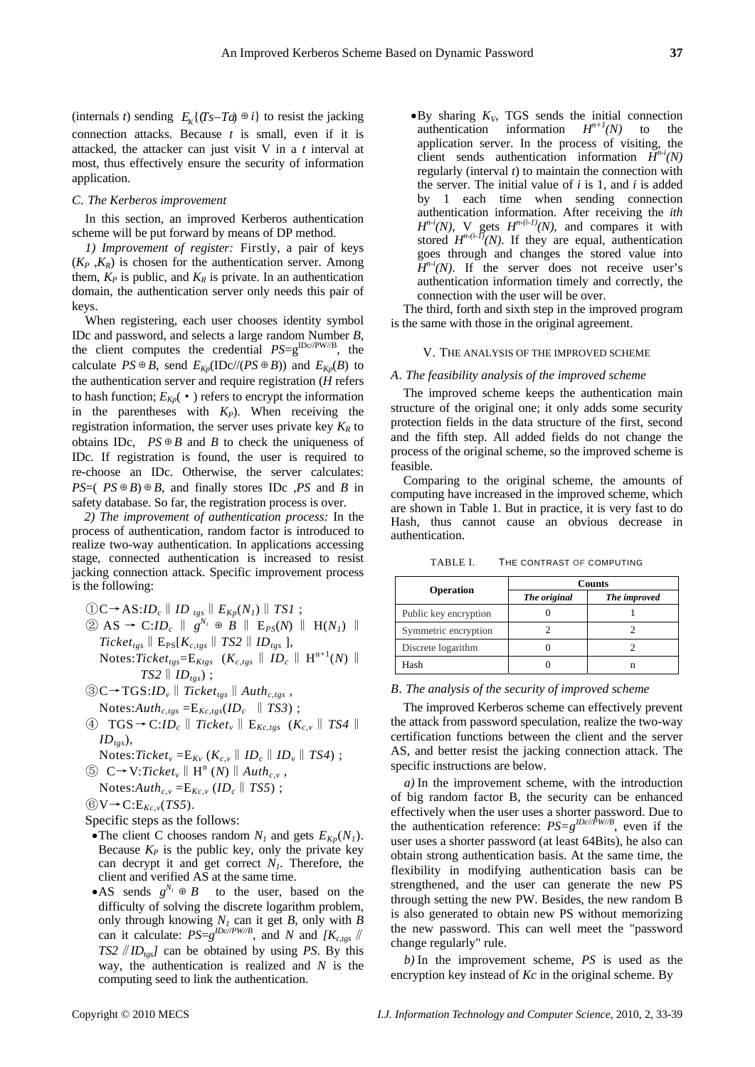(internals $t$) sending $E_K\{(Ts-Ta)\oplus i\}$ to resist the jacking connection attacks. Because $t$ is small, even if it is attacked, the attacker can just visit V in a $t$ interval at most, thus effectively ensure the security of information application.

### *C. The Kerberos improvement*

In this section, an improved Kerberos authentication scheme will be put forward by means of DP method.

*1) Improvement of register:* Firstly, a pair of keys ($K_P$ ,$K_R$) is chosen for the authentication server. Among them, $K_P$ is public, and $K_R$ is private. In an authentication domain, the authentication server only needs this pair of keys.

When registering, each user chooses identity symbol IDc and password, and selects a large random Number $B$, the client computes the credential $PS$=$g^{IDc//PW//B}$, the calculate $PS\oplus B$, send $E_{Kp}$(IDc//($PS\oplus B$)) and $E_{Kp}(B)$ to the authentication server and require registration ($H$ refers to hash function; $E_{Kp}(\bullet)$ refers to encrypt the information in the parentheses with $K_P$). When receiving the registration information, the server uses private key $K_R$ to obtains IDc, $PS\oplus B$ and $B$ to check the uniqueness of IDc. If registration is found, the user is required to re-choose an IDc. Otherwise, the server calculates: $PS$=( $PS\oplus B$)$\oplus B$, and finally stores IDc ,$PS$ and $B$ in safety database. So far, the registration process is over.

*2) The improvement of authentication process:* In the process of authentication, random factor is introduced to realize two-way authentication. In applications accessing stage, connected authentication is increased to resist jacking connection attack. Specific improvement process is the following:

①C→AS:$ID_c \parallel ID_{tgs} \parallel E_{Kp}(N_1) \parallel TS1$ ;

② AS → C:$ID_c \parallel g^{N_1}\oplus B \parallel E_{PS}(N) \parallel H(N_1) \parallel Ticket_{tgs} \parallel E_{PS}[K_{c,tgs} \parallel TS2 \parallel ID_{tgs}]$,
Notes:$Ticket_{tgs}$=$E_{Ktgs}$ ($K_{c,tgs} \parallel ID_c \parallel H^{n+1}(N) \parallel TS2 \parallel ID_{tgs}$) ;

③C→TGS:$ID_v \parallel Ticket_{tgs} \parallel Auth_{c,tgs}$ ,
Notes:$Auth_{c,tgs}$ =$E_{Kc,tgs}$($ID_c \parallel TS3$) ;

④ TGS→C:$ID_c \parallel Ticket_v \parallel E_{Kc,tgs}$ ($K_{c,v} \parallel TS4 \parallel ID_{tgs}$),
Notes:$Ticket_v$ =$E_{Kv}$ ($K_{c,v} \parallel ID_c \parallel ID_v \parallel TS4$) ;

⑤ C→V:$Ticket_v \parallel H^n(N) \parallel Auth_{c,v}$ ,
Notes:$Auth_{c,v}$ =$E_{Kc,v}$ ($ID_c \parallel TS5$) ;

⑥V→C:$E_{Kc,v}(TS5)$.

Specific steps as the follows:

- The client C chooses random $N_1$ and gets $E_{Kp}(N_1)$. Because $K_P$ is the public key, only the private key can decrypt it and get correct $N_1$. Therefore, the client and verified AS at the same time.
- AS sends $g^{N_1}\oplus B$ to the user, based on the difficulty of solving the discrete logarithm problem, only through knowing $N_1$ can it get $B$, only with $B$ can it calculate: $PS$=$g^{IDc//PW//B}$, and $N$ and $[K_{c,tgs} \,//\, TS2 \,//\, ID_{tgs}]$ can be obtained by using $PS$. By this way, the authentication is realized and $N$ is the computing seed to link the authentication.
- By sharing $K_V$, TGS sends the initial connection authentication information $H^{n+1}(N)$ to the application server. In the process of visiting, the client sends authentication information $H^{n-i}(N)$ regularly (interval $t$) to maintain the connection with the server. The initial value of $i$ is 1, and $i$ is added by 1 each time when sending connection authentication information. After receiving the *ith* $H^{n-i}(N)$, V gets $H^{n-(i-1)}(N)$, and compares it with stored $H^{n-(i-1)}(N)$. If they are equal, authentication goes through and changes the stored value into $H^{n-i}(N)$. If the server does not receive user's authentication information timely and correctly, the connection with the user will be over.

The third, forth and sixth step in the improved program is the same with those in the original agreement.

## V. The analysis of the improved scheme

### *A. The feasibility analysis of the improved scheme*

The improved scheme keeps the authentication main structure of the original one; it only adds some security protection fields in the data structure of the first, second and the fifth step. All added fields do not change the process of the original scheme, so the improved scheme is feasible.

Comparing to the original scheme, the amounts of computing have increased in the improved scheme, which are shown in Table 1. But in practice, it is very fast to do Hash, thus cannot cause an obvious decrease in authentication.

TABLE I. The contrast of computing

| Operation | Counts | |
|---|---|---|
| | *The original* | *The improved* |
| Public key encryption | 0 | 1 |
| Symmetric encryption | 2 | 2 |
| Discrete logarithm | 0 | 2 |
| Hash | 0 | n |

### *B. The analysis of the security of improved scheme*

The improved Kerberos scheme can effectively prevent the attack from password speculation, realize the two-way certification functions between the client and the server AS, and better resist the jacking connection attack. The specific instructions are below.

*a)* In the improvement scheme, with the introduction of big random factor B, the security can be enhanced effectively when the user uses a shorter password. Due to the authentication reference: $PS$=$g^{IDc//PW//B}$, even if the user uses a shorter password (at least 64Bits), he also can obtain strong authentication basis. At the same time, the flexibility in modifying authentication basis can be strengthened, and the user can generate the new PS through setting the new PW. Besides, the new random B is also generated to obtain new PS without memorizing the new password. This can well meet the "password change regularly" rule.

*b)* In the improvement scheme, $PS$ is used as the encryption key instead of $Kc$ in the original scheme. By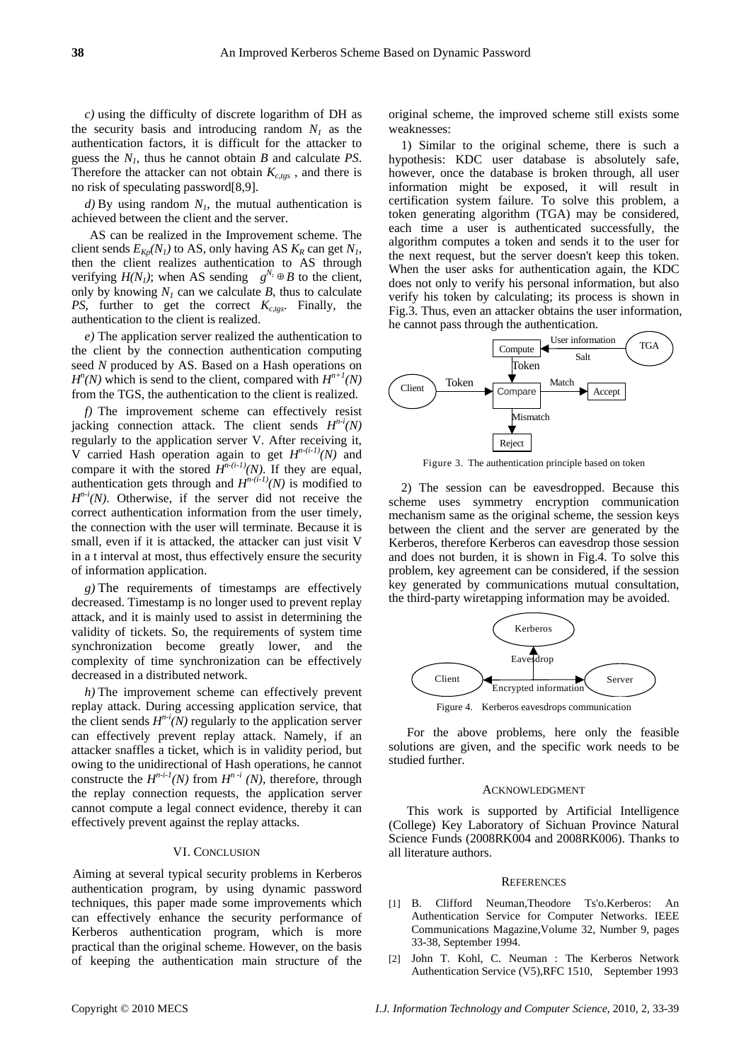*c)* using the difficulty of discrete logarithm of DH as the security basis and introducing random $N_1$ as the authentication factors, it is difficult for the attacker to guess the $N_1$, thus he cannot obtain $B$ and calculate $PS$. Therefore the attacker can not obtain $K_{c,tgs}$ , and there is no risk of speculating password[8,9].

*d)* By using random $N_1$, the mutual authentication is achieved between the client and the server.

AS can be realized in the Improvement scheme. The client sends $E_{Kp}(N_1)$ to AS, only having AS $K_R$ can get $N_1$, then the client realizes authentication to AS through verifying $H(N_1)$; when AS sending $g^{N_1} \oplus B$ to the client, only by knowing $N_1$ can we calculate $B$, thus to calculate $PS$, further to get the correct $K_{c,tgs}$. Finally, the authentication to the client is realized.

*e)* The application server realized the authentication to the client by the connection authentication computing seed $N$ produced by AS. Based on a Hash operations on $H^n(N)$ which is send to the client, compared with $H^{n+1}(N)$ from the TGS, the authentication to the client is realized.

*f)* The improvement scheme can effectively resist jacking connection attack. The client sends $H^{n-i}(N)$ regularly to the application server V. After receiving it, V carried Hash operation again to get $H^{n-(i-1)}(N)$ and compare it with the stored $H^{n-(i-1)}(N)$. If they are equal, authentication gets through and $H^{n-(i-1)}(N)$ is modified to $H^{n-i}(N)$. Otherwise, if the server did not receive the correct authentication information from the user timely, the connection with the user will terminate. Because it is small, even if it is attacked, the attacker can just visit V in a t interval at most, thus effectively ensure the security of information application.

*g)* The requirements of timestamps are effectively decreased. Timestamp is no longer used to prevent replay attack, and it is mainly used to assist in determining the validity of tickets. So, the requirements of system time synchronization become greatly lower, and the complexity of time synchronization can be effectively decreased in a distributed network.

*h)* The improvement scheme can effectively prevent replay attack. During accessing application service, that the client sends $H^{n-i}(N)$ regularly to the application server can effectively prevent replay attack. Namely, if an attacker snaffles a ticket, which is in validity period, but owing to the unidirectional of Hash operations, he cannot constructe the $H^{n-i-1}(N)$ from $H^{n-i}(N)$, therefore, through the replay connection requests, the application server cannot compute a legal connect evidence, thereby it can effectively prevent against the replay attacks.

## VI. Conclusion

Aiming at several typical security problems in Kerberos authentication program, by using dynamic password techniques, this paper made some improvements which can effectively enhance the security performance of Kerberos authentication program, which is more practical than the original scheme. However, on the basis of keeping the authentication main structure of the original scheme, the improved scheme still exists some weaknesses:

1) Similar to the original scheme, there is such a hypothesis: KDC user database is absolutely safe, however, once the database is broken through, all user information might be exposed, it will result in certification system failure. To solve this problem, a token generating algorithm (TGA) may be considered, each time a user is authenticated successfully, the algorithm computes a token and sends it to the user for the next request, but the server doesn't keep this token. When the user asks for authentication again, the KDC does not only to verify his personal information, but also verify his token by calculating; its process is shown in Fig.3. Thus, even an attacker obtains the user information, he cannot pass through the authentication.

Figure 3. The authentication principle based on token

2) The session can be eavesdropped. Because this scheme uses symmetry encryption communication mechanism same as the original scheme, the session keys between the client and the server are generated by the Kerberos, therefore Kerberos can eavesdrop those session and does not burden, it is shown in Fig.4. To solve this problem, key agreement can be considered, if the session key generated by communications mutual consultation, the third-party wiretapping information may be avoided.

Figure 4. Kerberos eavesdrops communication

For the above problems, here only the feasible solutions are given, and the specific work needs to be studied further.

## Acknowledgment

This work is supported by Artificial Intelligence (College) Key Laboratory of Sichuan Province Natural Science Funds (2008RK004 and 2008RK006). Thanks to all literature authors.

## References

[1] B. Clifford Neuman,Theodore Ts'o.Kerberos: An Authentication Service for Computer Networks. IEEE Communications Magazine,Volume 32, Number 9, pages 33-38, September 1994.

[2] John T. Kohl, C. Neuman : The Kerberos Network Authentication Service (V5),RFC 1510, September 1993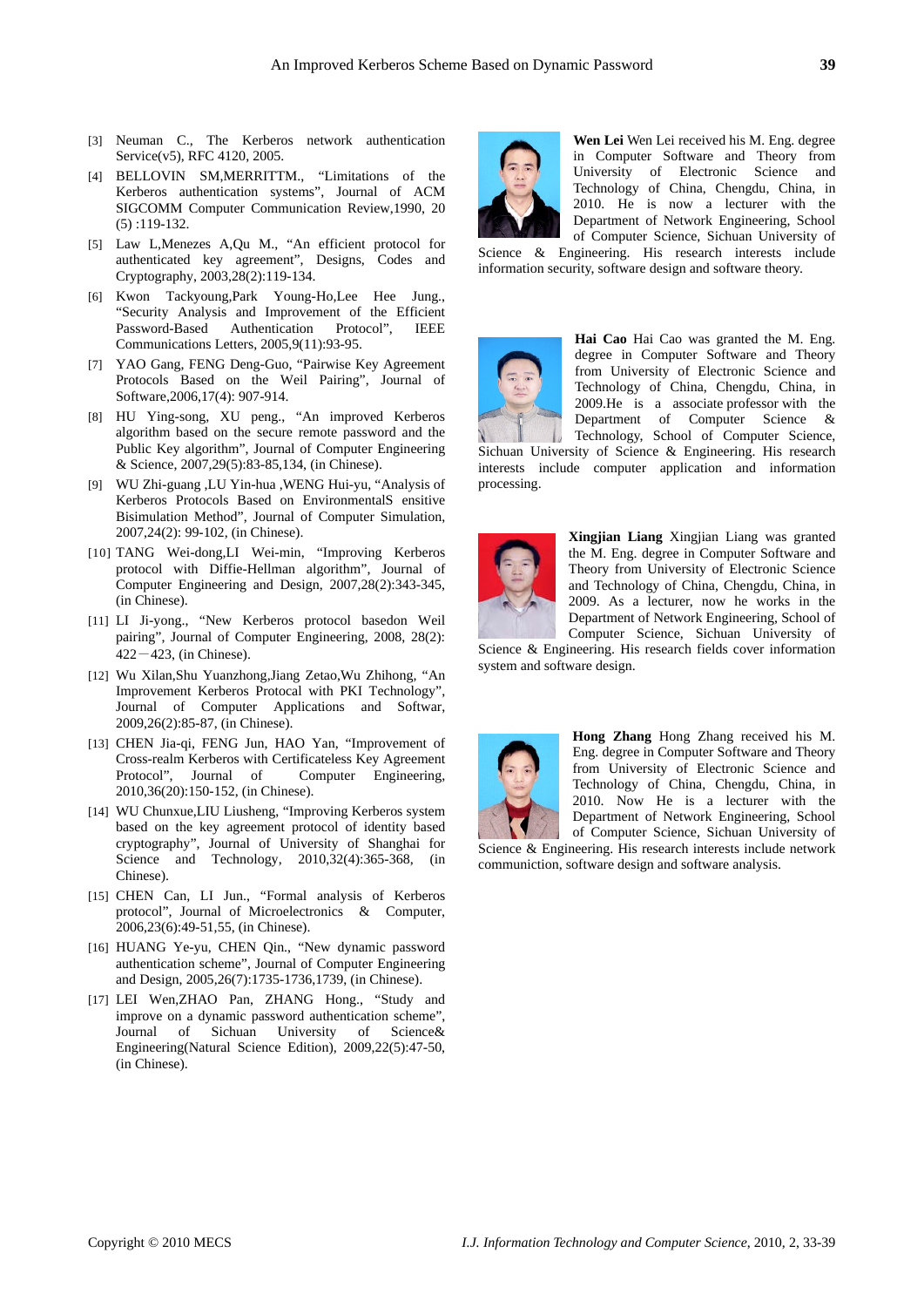[3] Neuman C., The Kerberos network authentication Service(v5), RFC 4120, 2005.

[4] BELLOVIN SM,MERRITTM., "Limitations of the Kerberos authentication systems", Journal of ACM SIGCOMM Computer Communication Review,1990, 20 (5) :119-132.

[5] Law L,Menezes A,Qu M., "An efficient protocol for authenticated key agreement", Designs, Codes and Cryptography, 2003,28(2):119-134.

[6] Kwon Tackyoung,Park Young-Ho,Lee Hee Jung., "Security Analysis and Improvement of the Efficient Password-Based Authentication Protocol", IEEE Communications Letters, 2005,9(11):93-95.

[7] YAO Gang, FENG Deng-Guo, "Pairwise Key Agreement Protocols Based on the Weil Pairing", Journal of Software,2006,17(4): 907-914.

[8] HU Ying-song, XU peng., "An improved Kerberos algorithm based on the secure remote password and the Public Key algorithm", Journal of Computer Engineering & Science, 2007,29(5):83-85,134, (in Chinese).

[9] WU Zhi-guang ,LU Yin-hua ,WENG Hui-yu, "Analysis of Kerberos Protocols Based on EnvironmentalS ensitive Bisimulation Method", Journal of Computer Simulation, 2007,24(2): 99-102, (in Chinese).

[10] TANG Wei-dong,LI Wei-min, "Improving Kerberos protocol with Diffie-Hellman algorithm", Journal of Computer Engineering and Design, 2007,28(2):343-345, (in Chinese).

[11] LI Ji-yong., "New Kerberos protocol basedon Weil pairing", Journal of Computer Engineering, 2008, 28(2): 422－423, (in Chinese).

[12] Wu Xilan,Shu Yuanzhong,Jiang Zetao,Wu Zhihong, "An Improvement Kerberos Protocal with PKI Technology", Journal of Computer Applications and Softwar, 2009,26(2):85-87, (in Chinese).

[13] CHEN Jia-qi, FENG Jun, HAO Yan, "Improvement of Cross-realm Kerberos with Certificateless Key Agreement Protocol", Journal of Computer Engineering, 2010,36(20):150-152, (in Chinese).

[14] WU Chunxue,LIU Liusheng, "Improving Kerberos system based on the key agreement protocol of identity based cryptography", Journal of University of Shanghai for Science and Technology, 2010,32(4):365-368, (in Chinese).

[15] CHEN Can, LI Jun., "Formal analysis of Kerberos protocol", Journal of Microelectronics & Computer, 2006,23(6):49-51,55, (in Chinese).

[16] HUANG Ye-yu, CHEN Qin., "New dynamic password authentication scheme", Journal of Computer Engineering and Design, 2005,26(7):1735-1736,1739, (in Chinese).

[17] LEI Wen,ZHAO Pan, ZHANG Hong., "Study and improve on a dynamic password authentication scheme", Journal of Sichuan University of Science& Engineering(Natural Science Edition), 2009,22(5):47-50, (in Chinese).

**Wen Lei** Wen Lei received his M. Eng. degree in Computer Software and Theory from University of Electronic Science and Technology of China, Chengdu, China, in 2010. He is now a lecturer with the Department of Network Engineering, School of Computer Science, Sichuan University of Science & Engineering. His research interests include information security, software design and software theory.

**Hai Cao** Hai Cao was granted the M. Eng. degree in Computer Software and Theory from University of Electronic Science and Technology of China, Chengdu, China, in 2009.He is a associate professor with the Department of Computer Science & Technology, School of Computer Science, Sichuan University of Science & Engineering. His research interests include computer application and information processing.

**Xingjian Liang** Xingjian Liang was granted the M. Eng. degree in Computer Software and Theory from University of Electronic Science and Technology of China, Chengdu, China, in 2009. As a lecturer, now he works in the Department of Network Engineering, School of Computer Science, Sichuan University of Science & Engineering. His research fields cover information system and software design.

**Hong Zhang** Hong Zhang received his M. Eng. degree in Computer Software and Theory from University of Electronic Science and Technology of China, Chengdu, China, in 2010. Now He is a lecturer with the Department of Network Engineering, School of Computer Science, Sichuan University of Science & Engineering. His research interests include network communiction, software design and software analysis.